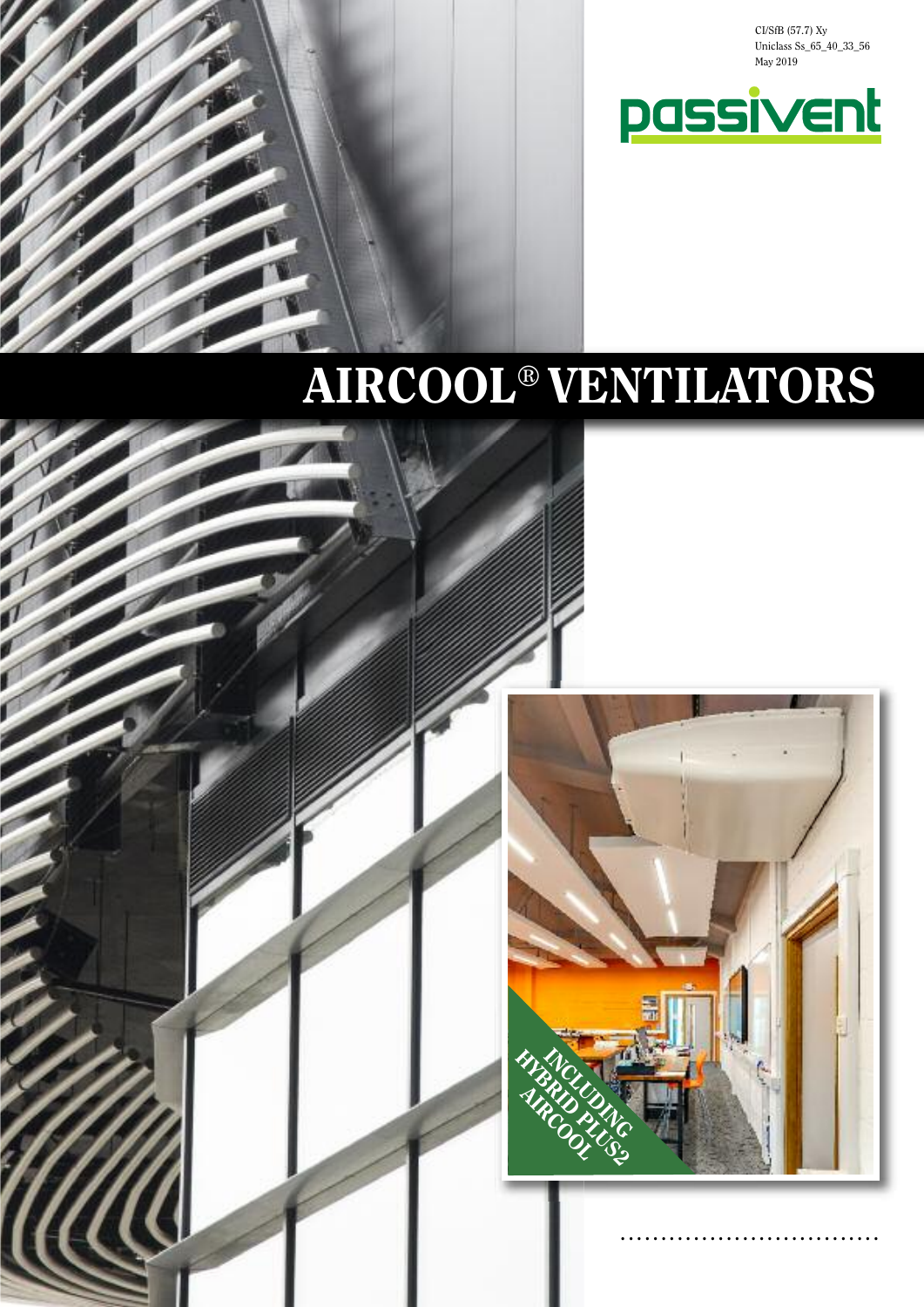CI/SfB (57.7) Xy
Uniclass Ss_65_40_33_56
May 2019

passivent

# AIRCOOL® VENTILATORS

INCLUDING HYBRID PLUS2 AIRCOOL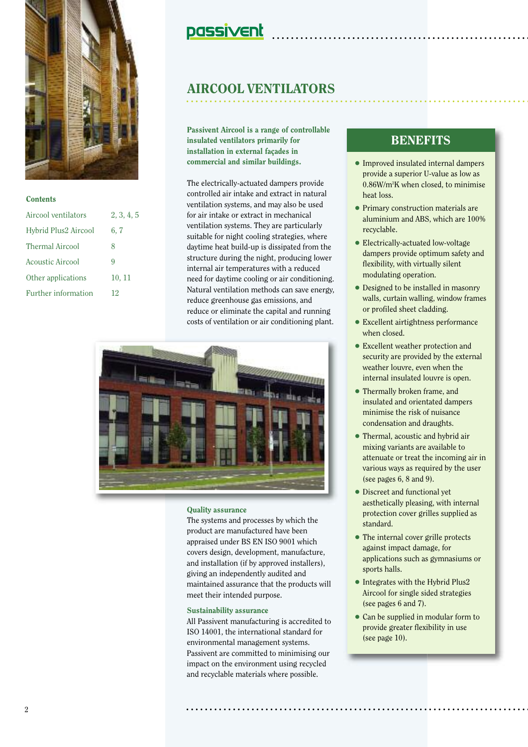## Contents

| | |
|---|---|
| Aircool ventilators | 2, 3, 4, 5 |
| Hybrid Plus2 Aircool | 6, 7 |
| Thermal Aircool | 8 |
| Acoustic Aircool | 9 |
| Other applications | 10, 11 |
| Further information | 12 |

passivent

# AIRCOOL VENTILATORS

**Passivent Aircool is a range of controllable insulated ventilators primarily for installation in external façades in commercial and similar buildings.**

The electrically-actuated dampers provide controlled air intake and extract in natural ventilation systems, and may also be used for air intake or extract in mechanical ventilation systems. They are particularly suitable for night cooling strategies, where daytime heat build-up is dissipated from the structure during the night, producing lower internal air temperatures with a reduced need for daytime cooling or air conditioning. Natural ventilation methods can save energy, reduce greenhouse gas emissions, and reduce or eliminate the capital and running costs of ventilation or air conditioning plant.

### Quality assurance

The systems and processes by which the product are manufactured have been appraised under BS EN ISO 9001 which covers design, development, manufacture, and installation (if by approved installers), giving an independently audited and maintained assurance that the products will meet their intended purpose.

### Sustainability assurance

All Passivent manufacturing is accredited to ISO 14001, the international standard for environmental management systems. Passivent are committed to minimising our impact on the environment using recycled and recyclable materials where possible.

## BENEFITS

- Improved insulated internal dampers provide a superior U-value as low as $0.86W/m^2K$ when closed, to minimise heat loss.
- Primary construction materials are aluminium and ABS, which are 100% recyclable.
- Electrically-actuated low-voltage dampers provide optimum safety and flexibility, with virtually silent modulating operation.
- Designed to be installed in masonry walls, curtain walling, window frames or profiled sheet cladding.
- Excellent airtightness performance when closed.
- Excellent weather protection and security are provided by the external weather louvre, even when the internal insulated louvre is open.
- Thermally broken frame, and insulated and orientated dampers minimise the risk of nuisance condensation and draughts.
- Thermal, acoustic and hybrid air mixing variants are available to attenuate or treat the incoming air in various ways as required by the user (see pages 6, 8 and 9).
- Discreet and functional yet aesthetically pleasing, with internal protection cover grilles supplied as standard.
- The internal cover grille protects against impact damage, for applications such as gymnasiums or sports halls.
- Integrates with the Hybrid Plus2 Aircool for single sided strategies (see pages 6 and 7).
- Can be supplied in modular form to provide greater flexibility in use (see page 10).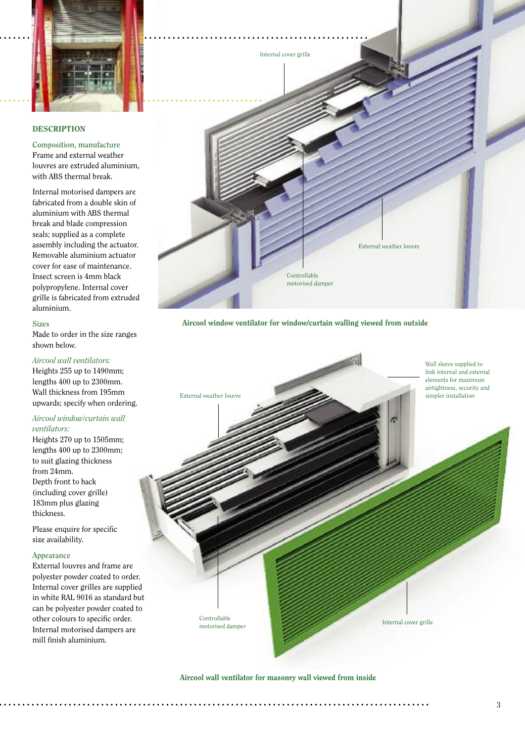## DESCRIPTION

### Composition, manufacture

Frame and external weather louvres are extruded aluminium, with ABS thermal break.

Internal motorised dampers are fabricated from a double skin of aluminium with ABS thermal break and blade compression seals; supplied as a complete assembly including the actuator. Removable aluminium actuator cover for ease of maintenance. Insect screen is 4mm black polypropylene. Internal cover grille is fabricated from extruded aluminium.

### Sizes

Made to order in the size ranges shown below.

*Aircool wall ventilators:*
Heights 255 up to 1490mm; lengths 400 up to 2300mm. Wall thickness from 195mm upwards; specify when ordering.

*Aircool window/curtain wall ventilators:*
Heights 270 up to 1505mm; lengths 400 up to 2300mm; to suit glazing thickness from 24mm.
Depth front to back (including cover grille) 183mm plus glazing thickness.

Please enquire for specific size availability.

### Appearance

External louvres and frame are polyester powder coated to order. Internal cover grilles are supplied in white RAL 9016 as standard but can be polyester powder coated to other colours to specific order. Internal motorised dampers are mill finish aluminium.

Internal cover grille

External weather louvre

Controllable motorised damper

**Aircool window ventilator for window/curtain walling viewed from outside**

External weather louvre

Wall sleeve supplied to link internal and external elements for maximum airtightness, security and simpler installation

Controllable motorised damper

Internal cover grille

**Aircool wall ventilator for masonry wall viewed from inside**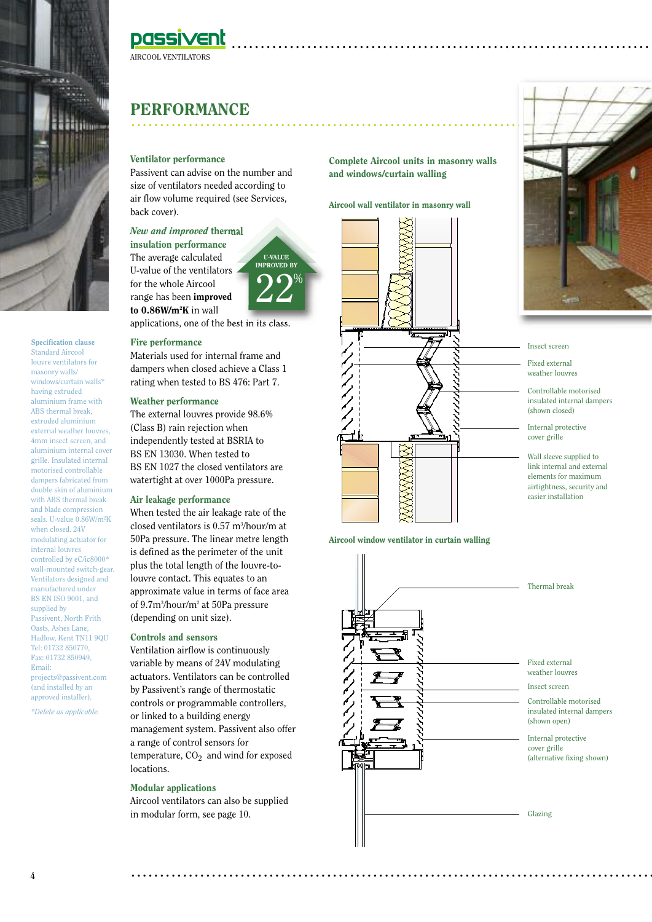passivent
AIRCOOL VENTILATORS

# PERFORMANCE

### Ventilator performance

Passivent can advise on the number and size of ventilators needed according to air flow volume required (see Services, back cover).

### *New and improved* thermal insulation performance

U-VALUE IMPROVED BY 22%

The average calculated U-value of the ventilators for the whole Aircool range has been **improved to 0.86W/m²K** in wall applications, one of the best in its class.

### Fire performance

Materials used for internal frame and dampers when closed achieve a Class 1 rating when tested to BS 476: Part 7.

### Weather performance

The external louvres provide 98.6% (Class B) rain rejection when independently tested at BSRIA to BS EN 13030. When tested to BS EN 1027 the closed ventilators are watertight at over 1000Pa pressure.

### Air leakage performance

When tested the air leakage rate of the closed ventilators is 0.57 m³/hour/m at 50Pa pressure. The linear metre length is defined as the perimeter of the unit plus the total length of the louvre-to-louvre contact. This equates to an approximate value in terms of face area of 9.7m³/hour/m² at 50Pa pressure (depending on unit size).

### Controls and sensors

Ventilation airflow is continuously variable by means of 24V modulating actuators. Ventilators can be controlled by Passivent's range of thermostatic controls or programmable controllers, or linked to a building energy management system. Passivent also offer a range of control sensors for temperature, $CO_2$ and wind for exposed locations.

### Modular applications

Aircool ventilators can also be supplied in modular form, see page 10.

### Complete Aircool units in masonry walls and windows/curtain walling

**Aircool wall ventilator in masonry wall**

- Insect screen
- Fixed external weather louvres
- Controllable motorised insulated internal dampers (shown closed)
- Internal protective cover grille
- Wall sleeve supplied to link internal and external elements for maximum airtightness, security and easier installation

**Aircool window ventilator in curtain walling**

- Thermal break
- Fixed external weather louvres
- Insect screen
- Controllable motorised insulated internal dampers (shown open)
- Internal protective cover grille (alternative fixing shown)
- Glazing

**Specification clause**

Standard Aircool louvre ventilators for masonry walls/ windows/curtain walls* having extruded aluminium frame with ABS thermal break, extruded aluminium external weather louvres, 4mm insect screen, and aluminium internal cover grille. Insulated internal motorised controllable dampers fabricated from double skin of aluminium with ABS thermal break and blade compression seals. U-value 0.86W/m²K when closed. 24V modulating actuator for internal louvres controlled by eC/ic8000* wall-mounted switch-gear. Ventilators designed and manufactured under BS EN ISO 9001, and supplied by Passivent, North Frith Oasts, Ashes Lane, Hadlow, Kent TN11 9QU Tel: 01732 850770, Fax: 01732 850949, Email: projects@passivent.com (and installed by an approved installer).

*\*Delete as applicable.*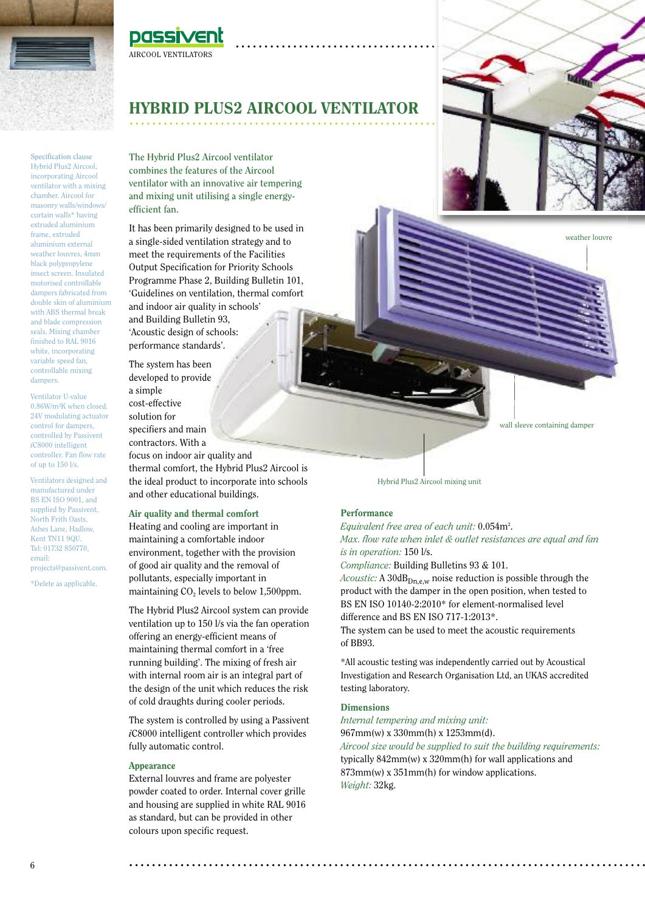passivent

AIRCOOL VENTILATORS

# HYBRID PLUS2 AIRCOOL VENTILATOR

Specification clause
Hybrid Plus2 Aircool, incorporating Aircool ventilator with a mixing chamber. Aircool for masonry walls/windows/curtain walls* having extruded aluminium frame, extruded aluminium external weather louvres, 4mm black polypropylene insect screen. Insulated motorised controllable dampers fabricated from double skin of aluminium with ABS thermal break and blade compression seals. Mixing chamber finished to RAL 9016 white, incorporating variable speed fan, controllable mixing dampers.

Ventilator U-value 0.86W/m²K when closed. 24V modulating actuator control for dampers, controlled by Passivent *i*C8000 intelligent controller. Fan flow rate of up to 150 l/s.

Ventilators designed and manufactured under BS EN ISO 9001, and supplied by Passivent, North Frith Oasts, Ashes Lane, Hadlow, Kent TN11 9QU. Tel: 01732 850770, email: projects@passivent.com.

*Delete as applicable.

The Hybrid Plus2 Aircool ventilator combines the features of the Aircool ventilator with an innovative air tempering and mixing unit utilising a single energy-efficient fan.

It has been primarily designed to be used in a single-sided ventilation strategy and to meet the requirements of the Facilities Output Specification for Priority Schools Programme Phase 2, Building Bulletin 101, 'Guidelines on ventilation, thermal comfort and indoor air quality in schools' and Building Bulletin 93, 'Acoustic design of schools: performance standards'.

The system has been developed to provide a simple cost-effective solution for specifiers and main contractors. With a focus on indoor air quality and thermal comfort, the Hybrid Plus2 Aircool is the ideal product to incorporate into schools and other educational buildings.

weather louvre

wall sleeve containing damper

Hybrid Plus2 Aircool mixing unit

### Air quality and thermal comfort

Heating and cooling are important in maintaining a comfortable indoor environment, together with the provision of good air quality and the removal of pollutants, especially important in maintaining $CO_2$ levels to below 1,500ppm.

The Hybrid Plus2 Aircool system can provide ventilation up to 150 l/s via the fan operation offering an energy-efficient means of maintaining thermal comfort in a 'free running building'. The mixing of fresh air with internal room air is an integral part of the design of the unit which reduces the risk of cold draughts during cooler periods.

The system is controlled by using a Passivent *i*C8000 intelligent controller which provides fully automatic control.

### Appearance

External louvres and frame are polyester powder coated to order. Internal cover grille and housing are supplied in white RAL 9016 as standard, but can be provided in other colours upon specific request.

### Performance

*Equivalent free area of each unit:* 0.054m².
*Max. flow rate when inlet & outlet resistances are equal and fan is in operation:* 150 l/s.
*Compliance:* Building Bulletins 93 & 101.
*Acoustic:* A 30dB$_{Dn,e,w}$ noise reduction is possible through the product with the damper in the open position, when tested to BS EN ISO 10140-2:2010* for element-normalised level difference and BS EN ISO 717-1:2013*.
The system can be used to meet the acoustic requirements of BB93.

*All acoustic testing was independently carried out by Acoustical Investigation and Research Organisation Ltd, an UKAS accredited testing laboratory.

### Dimensions

*Internal tempering and mixing unit:*
967mm(w) x 330mm(h) x 1253mm(d).
*Aircool size would be supplied to suit the building requirements:*
typically 842mm(w) x 320mm(h) for wall applications and 873mm(w) x 351mm(h) for window applications.
*Weight:* 32kg.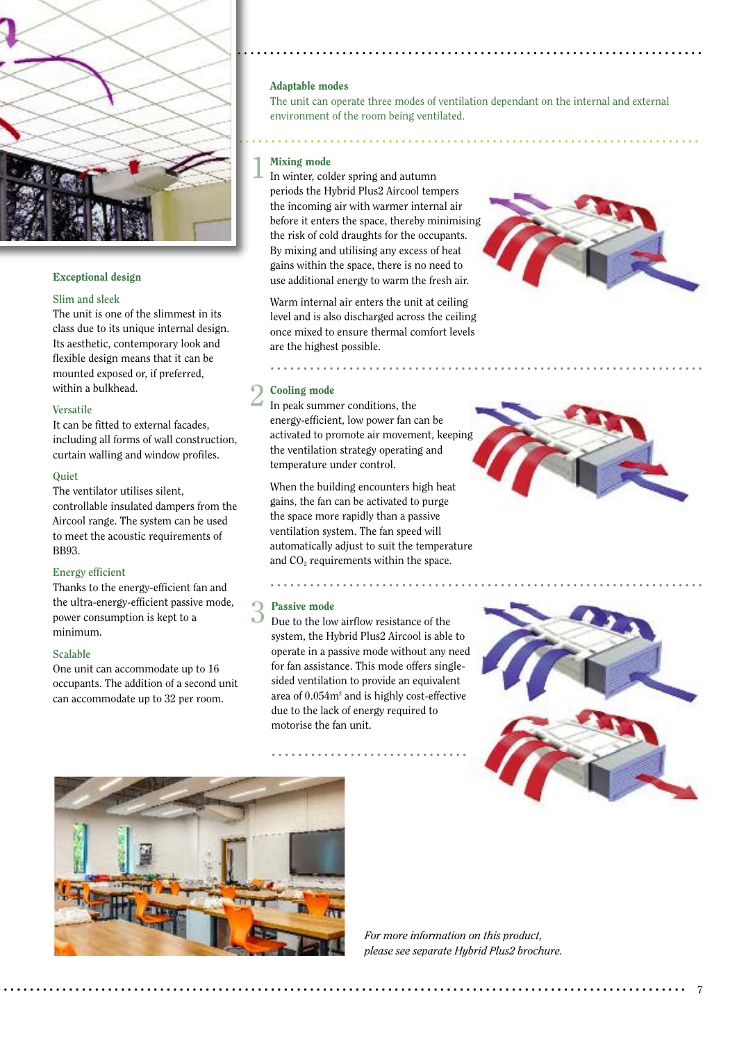## Exceptional design

### Slim and sleek

The unit is one of the slimmest in its class due to its unique internal design. Its aesthetic, contemporary look and flexible design means that it can be mounted exposed or, if preferred, within a bulkhead.

### Versatile

It can be fitted to external facades, including all forms of wall construction, curtain walling and window profiles.

### Quiet

The ventilator utilises silent, controllable insulated dampers from the Aircool range. The system can be used to meet the acoustic requirements of BB93.

### Energy efficient

Thanks to the energy-efficient fan and the ultra-energy-efficient passive mode, power consumption is kept to a minimum.

### Scalable

One unit can accommodate up to 16 occupants. The addition of a second unit can accommodate up to 32 per room.

## Adaptable modes

The unit can operate three modes of ventilation dependant on the internal and external environment of the room being ventilated.

### 1 Mixing mode

In winter, colder spring and autumn periods the Hybrid Plus2 Aircool tempers the incoming air with warmer internal air before it enters the space, thereby minimising the risk of cold draughts for the occupants. By mixing and utilising any excess of heat gains within the space, there is no need to use additional energy to warm the fresh air.

Warm internal air enters the unit at ceiling level and is also discharged across the ceiling once mixed to ensure thermal comfort levels are the highest possible.

### 2 Cooling mode

In peak summer conditions, the energy-efficient, low power fan can be activated to promote air movement, keeping the ventilation strategy operating and temperature under control.

When the building encounters high heat gains, the fan can be activated to purge the space more rapidly than a passive ventilation system. The fan speed will automatically adjust to suit the temperature and $CO_2$ requirements within the space.

### 3 Passive mode

Due to the low airflow resistance of the system, the Hybrid Plus2 Aircool is able to operate in a passive mode without any need for fan assistance. This mode offers single-sided ventilation to provide an equivalent area of 0.054m$^2$ and is highly cost-effective due to the lack of energy required to motorise the fan unit.

*For more information on this product, please see separate Hybrid Plus2 brochure.*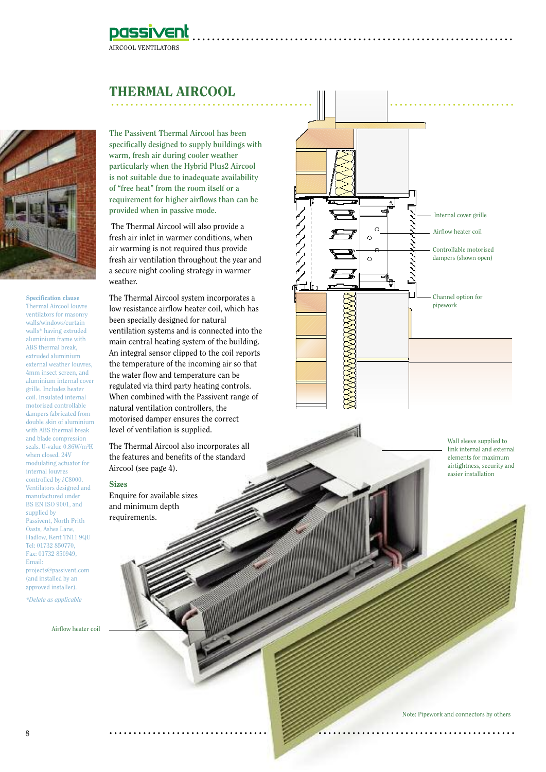# THERMAL AIRCOOL

The Passivent Thermal Aircool has been specifically designed to supply buildings with warm, fresh air during cooler weather particularly when the Hybrid Plus2 Aircool is not suitable due to inadequate availability of "free heat" from the room itself or a requirement for higher airflows than can be provided when in passive mode.

The Thermal Aircool will also provide a fresh air inlet in warmer conditions, when air warming is not required thus provide fresh air ventilation throughout the year and a secure night cooling strategy in warmer weather.

The Thermal Aircool system incorporates a low resistance airflow heater coil, which has been specially designed for natural ventilation systems and is connected into the main central heating system of the building. An integral sensor clipped to the coil reports the temperature of the incoming air so that the water flow and temperature can be regulated via third party heating controls. When combined with the Passivent range of natural ventilation controllers, the motorised damper ensures the correct level of ventilation is supplied.

The Thermal Aircool also incorporates all the features and benefits of the standard Aircool (see page 4).

### Sizes

Enquire for available sizes and minimum depth requirements.

**Specification clause**

Thermal Aircool louvre ventilators for masonry walls/windows/curtain walls* having extruded aluminium frame with ABS thermal break, extruded aluminium external weather louvres, 4mm insect screen, and aluminium internal cover grille. Includes heater coil. Insulated internal motorised controllable dampers fabricated from double skin of aluminium with ABS thermal break and blade compression seals. U-value 0.86W/m²K when closed. 24V modulating actuator for internal louvres controlled by *i*C8000. Ventilators designed and manufactured under BS EN ISO 9001, and supplied by Passivent, North Frith Oasts, Ashes Lane, Hadlow, Kent TN11 9QU Tel: 01732 850770, Fax: 01732 850949, Email: projects@passivent.com (and installed by an approved installer).

*\*Delete as applicable*

Internal cover grille

Airflow heater coil

Controllable motorised dampers (shown open)

Channel option for pipework

Wall sleeve supplied to link internal and external elements for maximum airtightness, security and easier installation

Airflow heater coil

Note: Pipework and connectors by others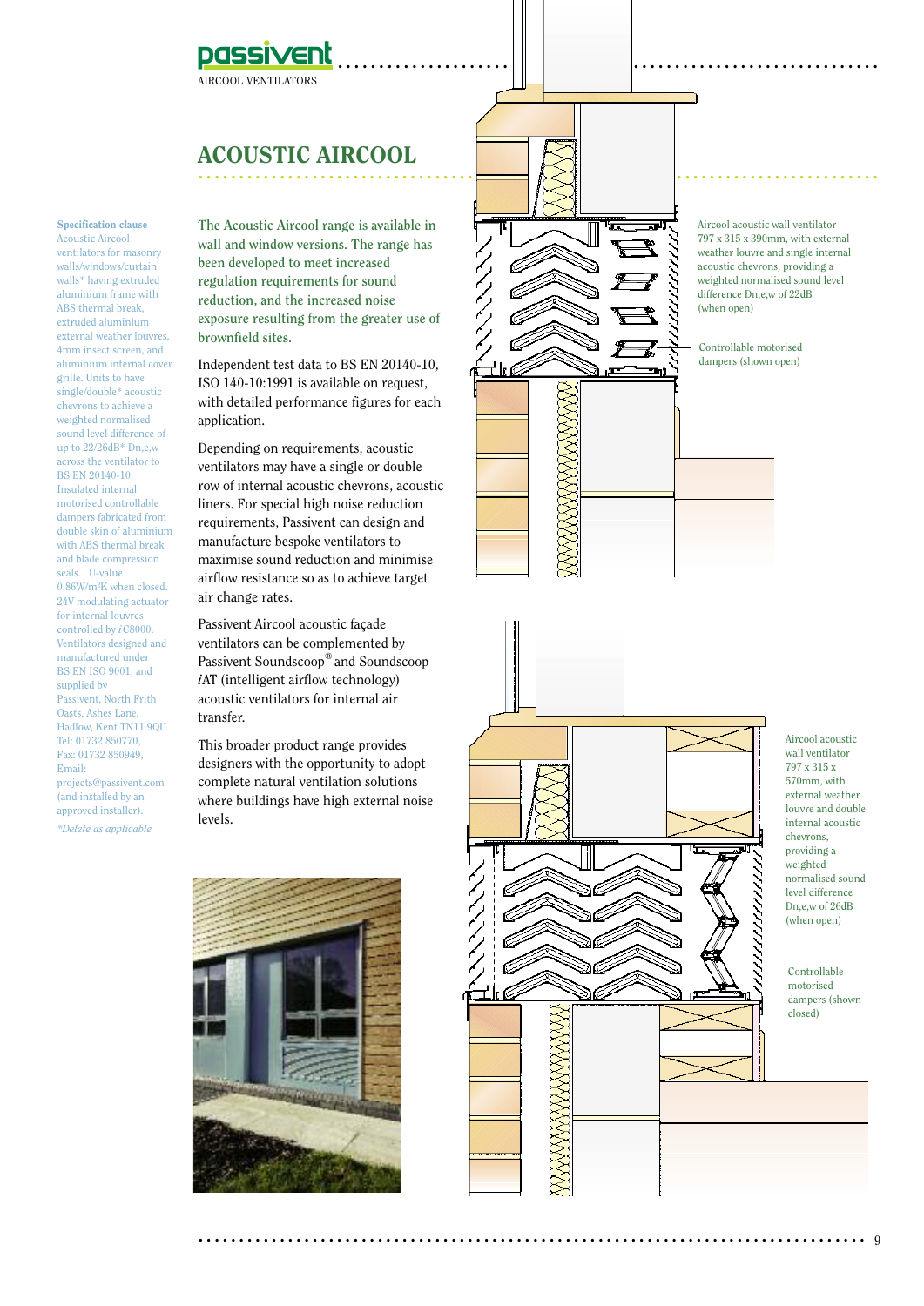passivent
AIRCOOL VENTILATORS

# ACOUSTIC AIRCOOL

**Specification clause**

Acoustic Aircool ventilators for masonry walls/windows/curtain walls* having extruded aluminium frame with ABS thermal break, extruded aluminium external weather louvres, 4mm insect screen, and aluminium internal cover grille. Units to have single/double* acoustic chevrons to achieve a weighted normalised sound level difference of up to 22/26dB* Dn,e,w across the ventilator to BS EN 20140-10. Insulated internal motorised controllable dampers fabricated from double skin of aluminium with ABS thermal break and blade compression seals. U-value 0.86W/m²K when closed. 24V modulating actuator for internal louvres controlled by *i*C8000. Ventilators designed and manufactured under BS EN ISO 9001, and supplied by Passivent, North Frith Oasts, Ashes Lane, Hadlow, Kent TN11 9QU Tel: 01732 850770, Fax: 01732 850949, Email: projects@passivent.com (and installed by an approved installer).

*\*Delete as applicable*

The Acoustic Aircool range is available in wall and window versions. The range has been developed to meet increased regulation requirements for sound reduction, and the increased noise exposure resulting from the greater use of brownfield sites.

Independent test data to BS EN 20140-10, ISO 140-10:1991 is available on request, with detailed performance figures for each application.

Depending on requirements, acoustic ventilators may have a single or double row of internal acoustic chevrons, acoustic liners. For special high noise reduction requirements, Passivent can design and manufacture bespoke ventilators to maximise sound reduction and minimise airflow resistance so as to achieve target air change rates.

Passivent Aircool acoustic façade ventilators can be complemented by Passivent Soundscoop® and Soundscoop *i*AT (intelligent airflow technology) acoustic ventilators for internal air transfer.

This broader product range provides designers with the opportunity to adopt complete natural ventilation solutions where buildings have high external noise levels.

Aircool acoustic wall ventilator 797 x 315 x 390mm, with external weather louvre and single internal acoustic chevrons, providing a weighted normalised sound level difference Dn,e,w of 22dB (when open)

Controllable motorised dampers (shown open)

Aircool acoustic wall ventilator 797 x 315 x 570mm, with external weather louvre and double internal acoustic chevrons, providing a weighted normalised sound level difference Dn,e,w of 26dB (when open)

Controllable motorised dampers (shown closed)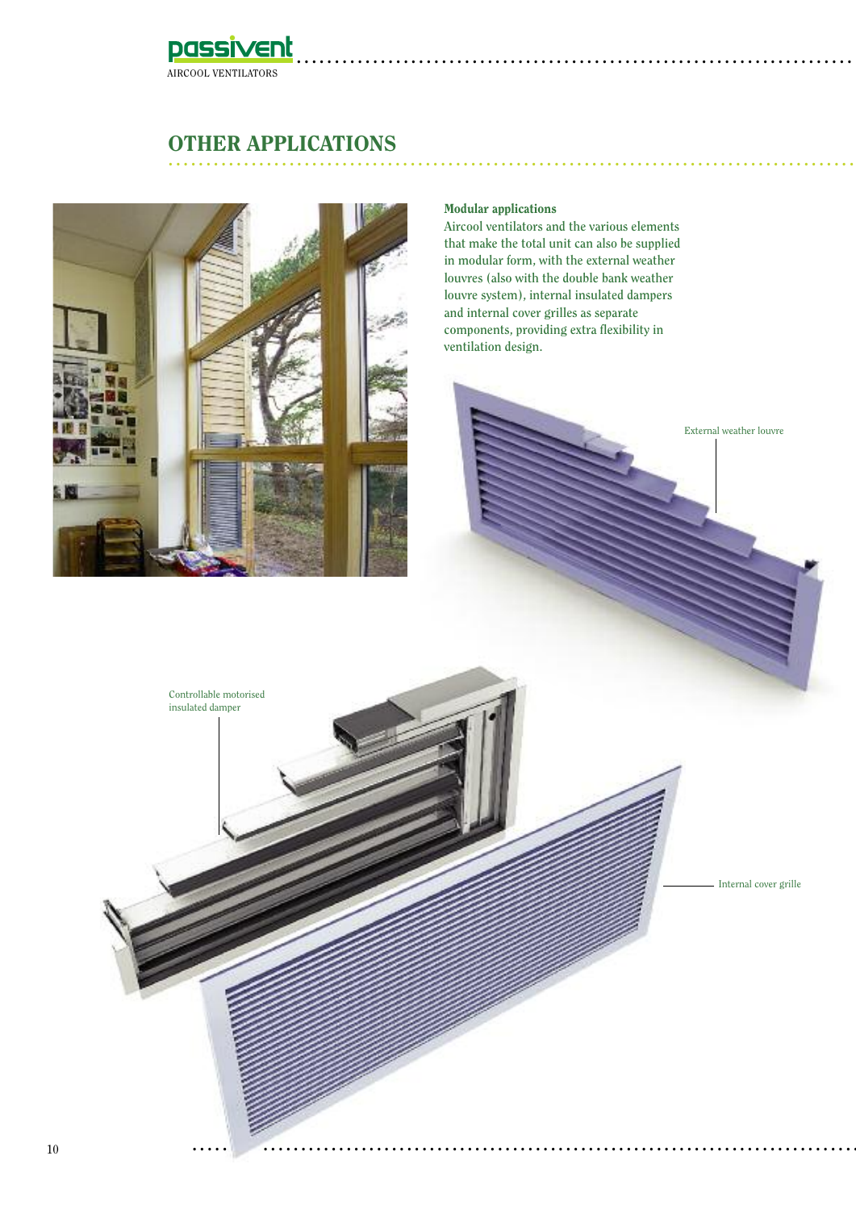# OTHER APPLICATIONS

**Modular applications**

Aircool ventilators and the various elements that make the total unit can also be supplied in modular form, with the external weather louvres (also with the double bank weather louvre system), internal insulated dampers and internal cover grilles as separate components, providing extra flexibility in ventilation design.

External weather louvre

Controllable motorised insulated damper

Internal cover grille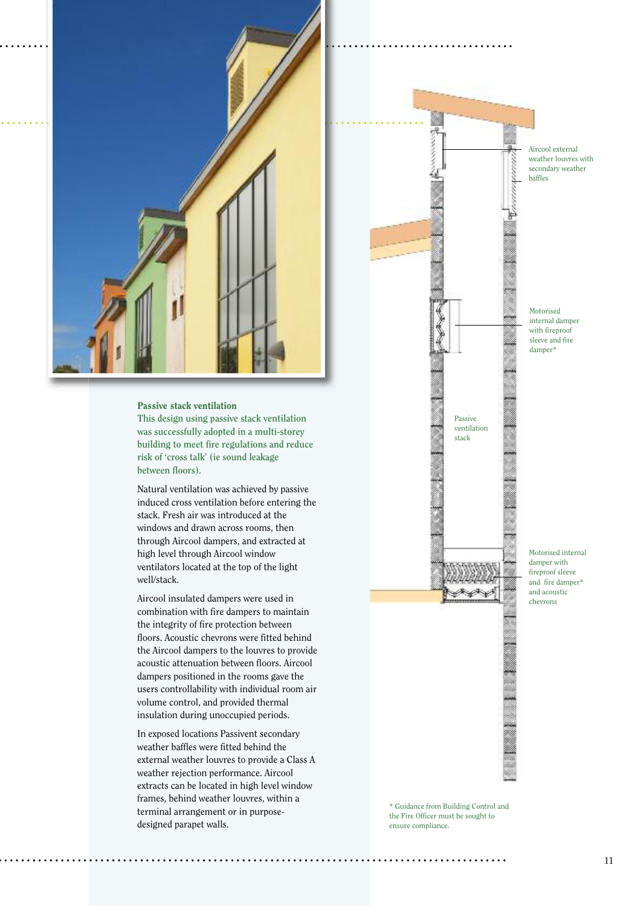### Passive stack ventilation

This design using passive stack ventilation was successfully adopted in a multi-storey building to meet fire regulations and reduce risk of 'cross talk' (ie sound leakage between floors).

Natural ventilation was achieved by passive induced cross ventilation before entering the stack. Fresh air was introduced at the windows and drawn across rooms, then through Aircool dampers, and extracted at high level through Aircool window ventilators located at the top of the light well/stack.

Aircool insulated dampers were used in combination with fire dampers to maintain the integrity of fire protection between floors. Acoustic chevrons were fitted behind the Aircool dampers to the louvres to provide acoustic attenuation between floors. Aircool dampers positioned in the rooms gave the users controllability with individual room air volume control, and provided thermal insulation during unoccupied periods.

In exposed locations Passivent secondary weather baffles were fitted behind the external weather louvres to provide a Class A weather rejection performance. Aircool extracts can be located in high level window frames, behind weather louvres, within a terminal arrangement or in purpose-designed parapet walls.

Aircool external weather louvres with secondary weather baffles

Motorised internal damper with fireproof sleeve and fire damper*

Passive ventilation stack

Motorised internal damper with fireproof sleeve and fire damper* and acoustic chevrons

* Guidance from Building Control and the Fire Officer must be sought to ensure compliance.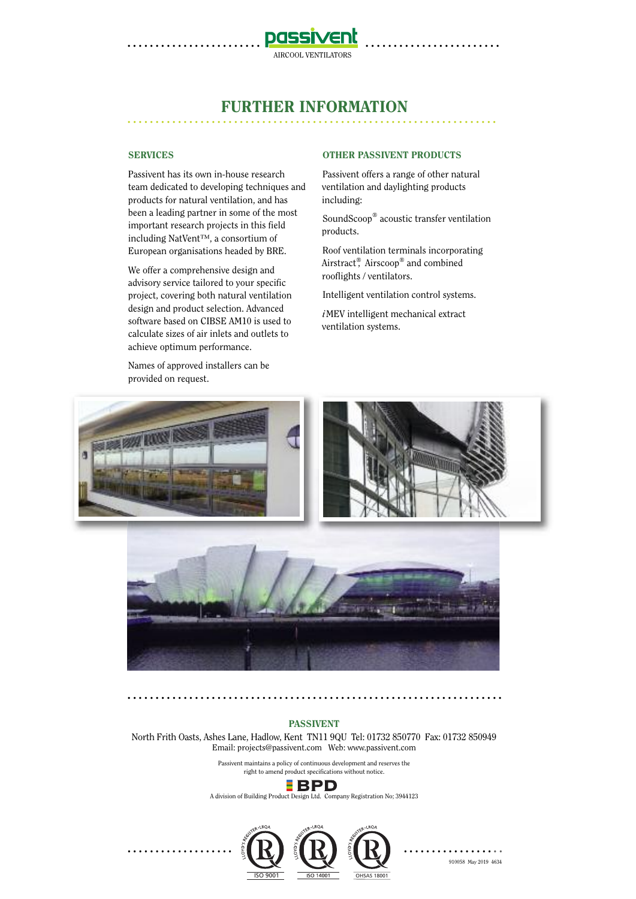passivent

AIRCOOL VENTILATORS

# FURTHER INFORMATION

## SERVICES

Passivent has its own in-house research team dedicated to developing techniques and products for natural ventilation, and has been a leading partner in some of the most important research projects in this field including NatVent™, a consortium of European organisations headed by BRE.

We offer a comprehensive design and advisory service tailored to your specific project, covering both natural ventilation design and product selection. Advanced software based on CIBSE AM10 is used to calculate sizes of air inlets and outlets to achieve optimum performance.

Names of approved installers can be provided on request.

## OTHER PASSIVENT PRODUCTS

Passivent offers a range of other natural ventilation and daylighting products including:

SoundScoop® acoustic transfer ventilation products.

Roof ventilation terminals incorporating Airstract®, Airscoop® and combined rooflights / ventilators.

Intelligent ventilation control systems.

*i*MEV intelligent mechanical extract ventilation systems.

**PASSIVENT**

North Frith Oasts, Ashes Lane, Hadlow, Kent TN11 9QU Tel: 01732 850770 Fax: 01732 850949
Email: projects@passivent.com Web: www.passivent.com

Passivent maintains a policy of continuous development and reserves the right to amend product specifications without notice.

BPD

A division of Building Product Design Ltd. Company Registration No; 3944123

ISO 9001 ISO 14001 OHSAS 18001

910058 May 2019 4634